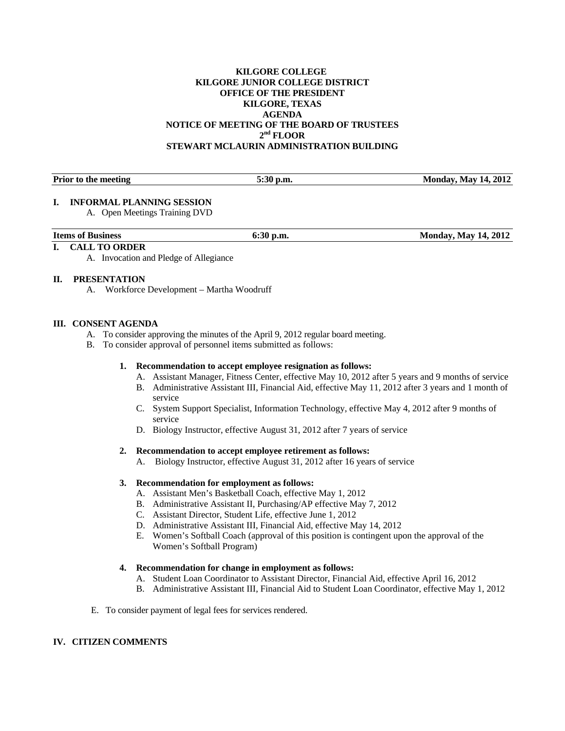**KILGORE COLLEGE**
**KILGORE JUNIOR COLLEGE DISTRICT**
**OFFICE OF THE PRESIDENT**
**KILGORE, TEXAS**
**AGENDA**
**NOTICE OF MEETING OF THE BOARD OF TRUSTEES**
**2nd FLOOR**
**STEWART MCLAURIN ADMINISTRATION BUILDING**

| **Prior to the meeting** | **5:30 p.m.** | **Monday, May 14, 2012** |
|---|---|---|

**I. INFORMAL PLANNING SESSION**

A. Open Meetings Training DVD

| **Items of Business** | **6:30 p.m.** | **Monday, May 14, 2012** |
|---|---|---|

**I. CALL TO ORDER**

A. Invocation and Pledge of Allegiance

**II. PRESENTATION**

A. Workforce Development – Martha Woodruff

**III. CONSENT AGENDA**

A. To consider approving the minutes of the April 9, 2012 regular board meeting.

B. To consider approval of personnel items submitted as follows:

**1. Recommendation to accept employee resignation as follows:**

A. Assistant Manager, Fitness Center, effective May 10, 2012 after 5 years and 9 months of service

B. Administrative Assistant III, Financial Aid, effective May 11, 2012 after 3 years and 1 month of service

C. System Support Specialist, Information Technology, effective May 4, 2012 after 9 months of service

D. Biology Instructor, effective August 31, 2012 after 7 years of service

**2. Recommendation to accept employee retirement as follows:**

A. Biology Instructor, effective August 31, 2012 after 16 years of service

**3. Recommendation for employment as follows:**

A. Assistant Men's Basketball Coach, effective May 1, 2012

B. Administrative Assistant II, Purchasing/AP effective May 7, 2012

C. Assistant Director, Student Life, effective June 1, 2012

D. Administrative Assistant III, Financial Aid, effective May 14, 2012

E. Women's Softball Coach (approval of this position is contingent upon the approval of the Women's Softball Program)

**4. Recommendation for change in employment as follows:**

A. Student Loan Coordinator to Assistant Director, Financial Aid, effective April 16, 2012

B. Administrative Assistant III, Financial Aid to Student Loan Coordinator, effective May 1, 2012

E. To consider payment of legal fees for services rendered.

**IV. CITIZEN COMMENTS**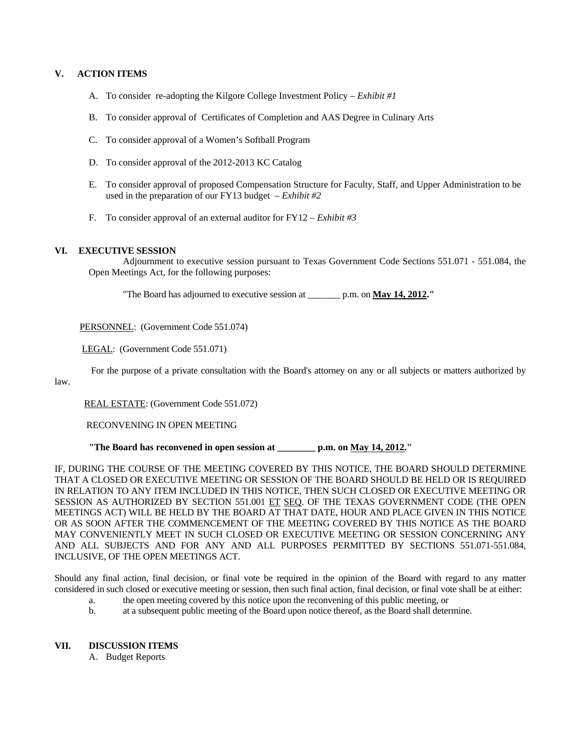## V. ACTION ITEMS

A. To consider re-adopting the Kilgore College Investment Policy – *Exhibit #1*

B. To consider approval of Certificates of Completion and AAS Degree in Culinary Arts

C. To consider approval of a Women's Softball Program

D. To consider approval of the 2012-2013 KC Catalog

E. To consider approval of proposed Compensation Structure for Faculty, Staff, and Upper Administration to be used in the preparation of our FY13 budget – *Exhibit #2*

F. To consider approval of an external auditor for FY12 – *Exhibit #3*

## VI. EXECUTIVE SESSION

Adjournment to executive session pursuant to Texas Government Code Sections 551.071 - 551.084, the Open Meetings Act, for the following purposes:

"The Board has adjourned to executive session at _______ p.m. on **May 14, 2012**."

PERSONNEL: (Government Code 551.074)

LEGAL: (Government Code 551.071)

For the purpose of a private consultation with the Board's attorney on any or all subjects or matters authorized by law.

REAL ESTATE: (Government Code 551.072)

RECONVENING IN OPEN MEETING

**"The Board has reconvened in open session at ________ p.m. on May 14, 2012."**

IF, DURING THE COURSE OF THE MEETING COVERED BY THIS NOTICE, THE BOARD SHOULD DETERMINE THAT A CLOSED OR EXECUTIVE MEETING OR SESSION OF THE BOARD SHOULD BE HELD OR IS REQUIRED IN RELATION TO ANY ITEM INCLUDED IN THIS NOTICE, THEN SUCH CLOSED OR EXECUTIVE MEETING OR SESSION AS AUTHORIZED BY SECTION 551.001 ET SEQ. OF THE TEXAS GOVERNMENT CODE (THE OPEN MEETINGS ACT) WILL BE HELD BY THE BOARD AT THAT DATE, HOUR AND PLACE GIVEN IN THIS NOTICE OR AS SOON AFTER THE COMMENCEMENT OF THE MEETING COVERED BY THIS NOTICE AS THE BOARD MAY CONVENIENTLY MEET IN SUCH CLOSED OR EXECUTIVE MEETING OR SESSION CONCERNING ANY AND ALL SUBJECTS AND FOR ANY AND ALL PURPOSES PERMITTED BY SECTIONS 551.071-551.084, INCLUSIVE, OF THE OPEN MEETINGS ACT.

Should any final action, final decision, or final vote be required in the opinion of the Board with regard to any matter considered in such closed or executive meeting or session, then such final action, final decision, or final vote shall be at either:

a. the open meeting covered by this notice upon the reconvening of this public meeting, or
b. at a subsequent public meeting of the Board upon notice thereof, as the Board shall determine.

## VII. DISCUSSION ITEMS

A. Budget Reports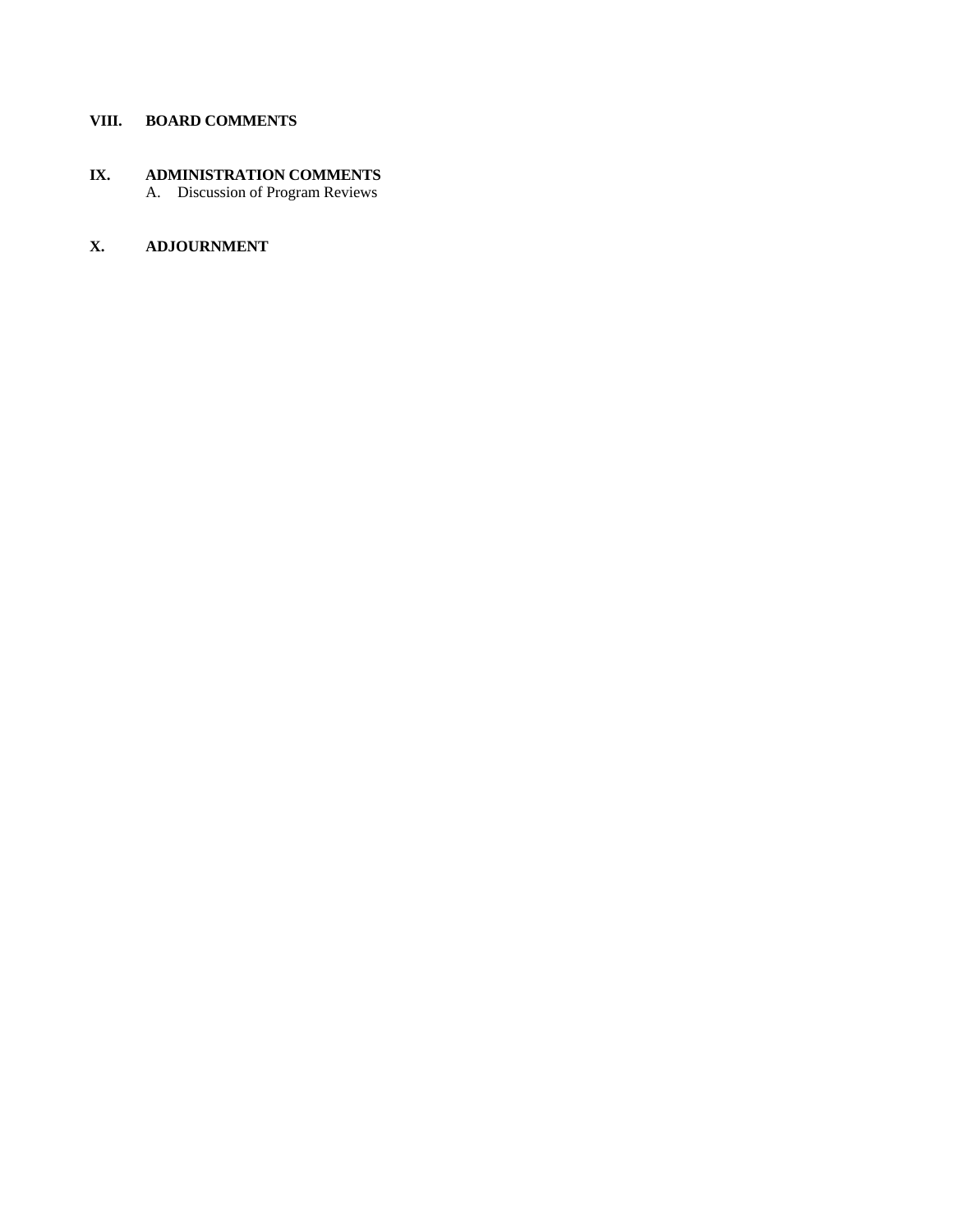**VIII. BOARD COMMENTS**

**IX. ADMINISTRATION COMMENTS**

A. Discussion of Program Reviews

**X. ADJOURNMENT**